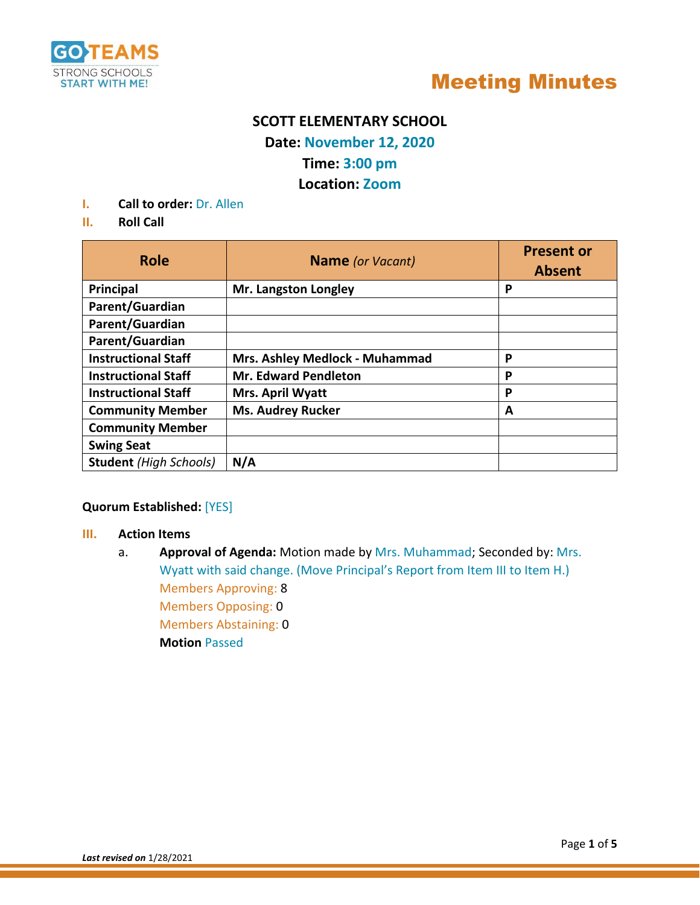# Meeting Minutes

**SCOTT ELEMENTARY SCHOOL**

**Date: November 12, 2020**

**Time: 3:00 pm**

**Location: Zoom**

I. **Call to order:** Dr. Allen

II. **Roll Call**

| Role | Name *(or Vacant)* | Present or Absent |
|---|---|---|
| **Principal** | **Mr. Langston Longley** | **P** |
| **Parent/Guardian** | | |
| **Parent/Guardian** | | |
| **Parent/Guardian** | | |
| **Instructional Staff** | **Mrs. Ashley Medlock - Muhammad** | **P** |
| **Instructional Staff** | **Mr. Edward Pendleton** | **P** |
| **Instructional Staff** | **Mrs. April Wyatt** | **P** |
| **Community Member** | **Ms. Audrey Rucker** | **A** |
| **Community Member** | | |
| **Swing Seat** | | |
| **Student** *(High Schools)* | **N/A** | |

**Quorum Established:** [YES]

III. **Action Items**

a. **Approval of Agenda:** Motion made by Mrs. Muhammad; Seconded by: Mrs. Wyatt with said change. (Move Principal's Report from Item III to Item H.)
Members Approving: 8
Members Opposing: 0
Members Abstaining: 0
**Motion** Passed

*Last revised on* 1/28/2021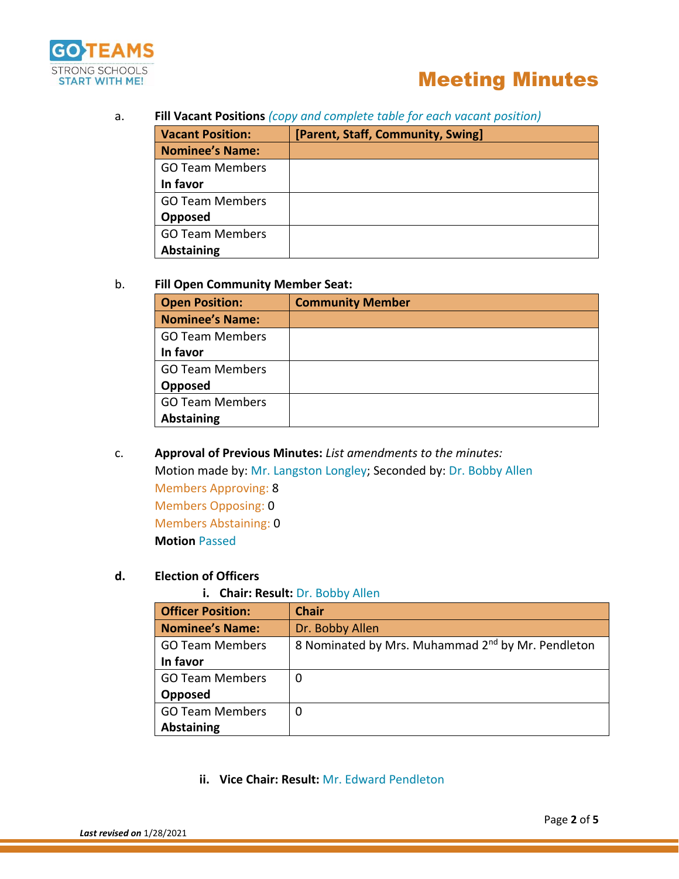a. **Fill Vacant Positions** *(copy and complete table for each vacant position)*

| **Vacant Position:** | **[Parent, Staff, Community, Swing]** |
|---|---|
| **Nominee's Name:** | |
| GO Team Members **In favor** | |
| GO Team Members **Opposed** | |
| GO Team Members **Abstaining** | |

b. **Fill Open Community Member Seat:**

| **Open Position:** | **Community Member** |
|---|---|
| **Nominee's Name:** | |
| GO Team Members **In favor** | |
| GO Team Members **Opposed** | |
| GO Team Members **Abstaining** | |

c. **Approval of Previous Minutes:** *List amendments to the minutes:*

Motion made by: Mr. Langston Longley; Seconded by: Dr. Bobby Allen

Members Approving: 8

Members Opposing: 0

Members Abstaining: 0

**Motion** Passed

d. **Election of Officers**

i. **Chair: Result:** Dr. Bobby Allen

| **Officer Position:** | **Chair** |
|---|---|
| **Nominee's Name:** | Dr. Bobby Allen |
| GO Team Members **In favor** | 8 Nominated by Mrs. Muhammad 2nd by Mr. Pendleton |
| GO Team Members **Opposed** | 0 |
| GO Team Members **Abstaining** | 0 |

ii. **Vice Chair: Result:** Mr. Edward Pendleton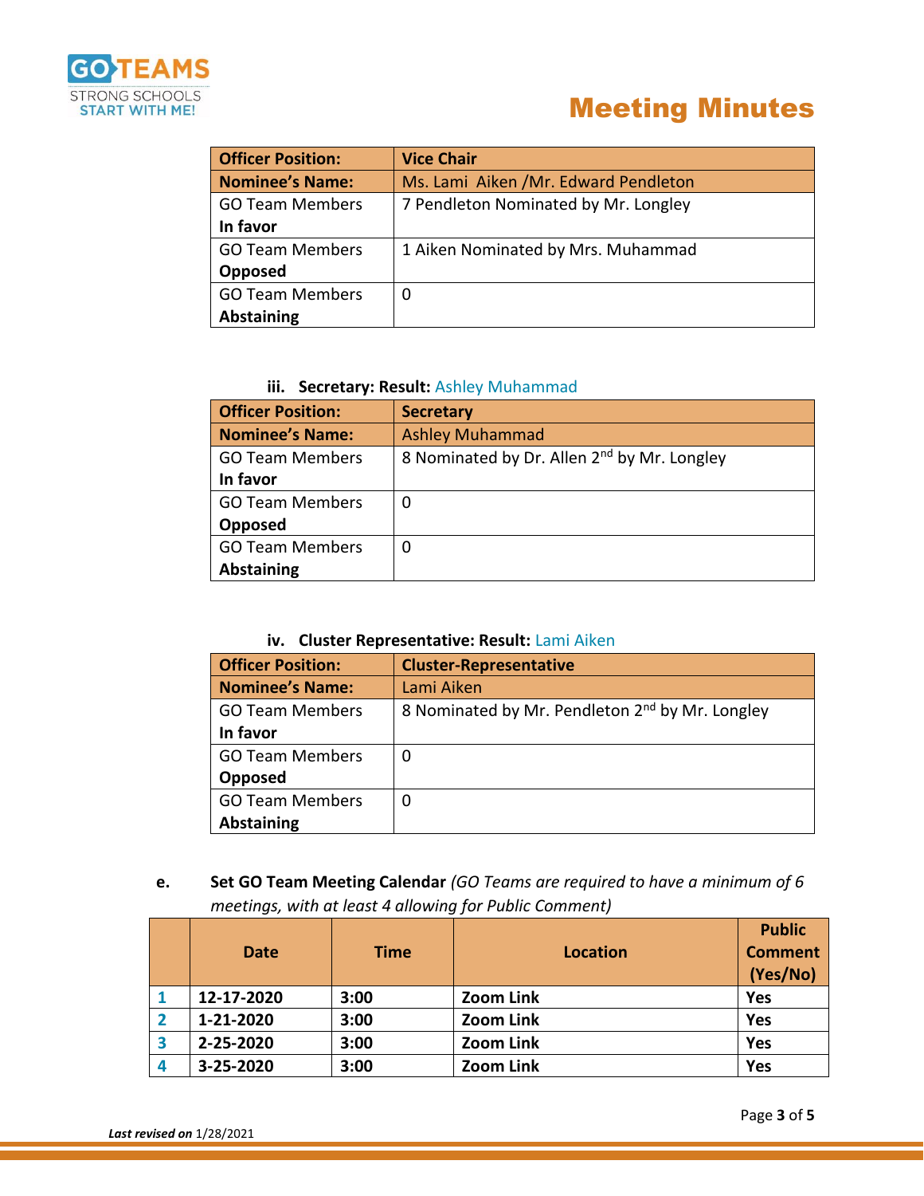# Meeting Minutes

| Officer Position: | Vice Chair |
|---|---|
| **Nominee's Name:** | Ms. Lami Aiken /Mr. Edward Pendleton |
| GO Team Members **In favor** | 7 Pendleton Nominated by Mr. Longley |
| GO Team Members **Opposed** | 1 Aiken Nominated by Mrs. Muhammad |
| GO Team Members **Abstaining** | 0 |

**iii. Secretary: Result:** Ashley Muhammad

| Officer Position: | Secretary |
|---|---|
| **Nominee's Name:** | Ashley Muhammad |
| GO Team Members **In favor** | 8 Nominated by Dr. Allen 2nd by Mr. Longley |
| GO Team Members **Opposed** | 0 |
| GO Team Members **Abstaining** | 0 |

**iv. Cluster Representative: Result:** Lami Aiken

| Officer Position: | Cluster-Representative |
|---|---|
| **Nominee's Name:** | Lami Aiken |
| GO Team Members **In favor** | 8 Nominated by Mr. Pendleton 2nd by Mr. Longley |
| GO Team Members **Opposed** | 0 |
| GO Team Members **Abstaining** | 0 |

**e. Set GO Team Meeting Calendar** *(GO Teams are required to have a minimum of 6 meetings, with at least 4 allowing for Public Comment)*

| | Date | Time | Location | Public Comment (Yes/No) |
|---|---|---|---|---|
| 1 | 12-17-2020 | 3:00 | Zoom Link | Yes |
| 2 | 1-21-2020 | 3:00 | Zoom Link | Yes |
| 3 | 2-25-2020 | 3:00 | Zoom Link | Yes |
| 4 | 3-25-2020 | 3:00 | Zoom Link | Yes |

***Last revised on*** 1/28/2021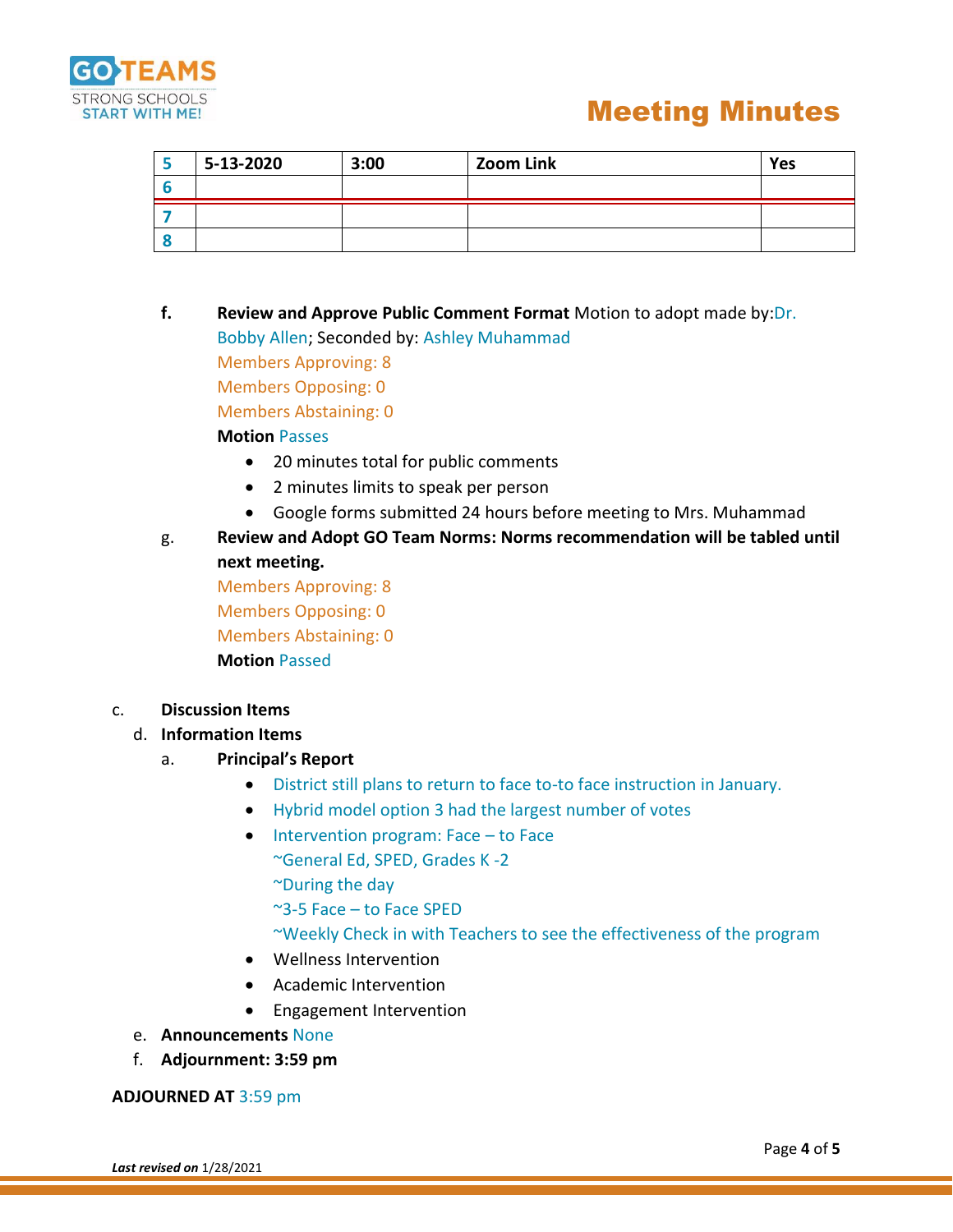# Meeting Minutes

| 5 | 5-13-2020 | 3:00 | Zoom Link | Yes |
|---|---|---|---|---|
| 6 | | | | |
| 7 | | | | |
| 8 | | | | |

f. **Review and Approve Public Comment Format** Motion to adopt made by: Dr. Bobby Allen; Seconded by: Ashley Muhammad

Members Approving: 8

Members Opposing: 0

Members Abstaining: 0

**Motion** Passes

- 20 minutes total for public comments
- 2 minutes limits to speak per person
- Google forms submitted 24 hours before meeting to Mrs. Muhammad

g. **Review and Adopt GO Team Norms: Norms recommendation will be tabled until next meeting.**

Members Approving: 8

Members Opposing: 0

Members Abstaining: 0

**Motion** Passed

c. **Discussion Items**

d. **Information Items**

a. **Principal's Report**

- District still plans to return to face to-to face instruction in January.
- Hybrid model option 3 had the largest number of votes
- Intervention program: Face – to Face
  ~General Ed, SPED, Grades K -2
  ~During the day
  ~3-5 Face – to Face SPED
  ~Weekly Check in with Teachers to see the effectiveness of the program
- Wellness Intervention
- Academic Intervention
- Engagement Intervention

e. **Announcements** None

f. **Adjournment: 3:59 pm**

**ADJOURNED AT** 3:59 pm

***Last revised on*** 1/28/2021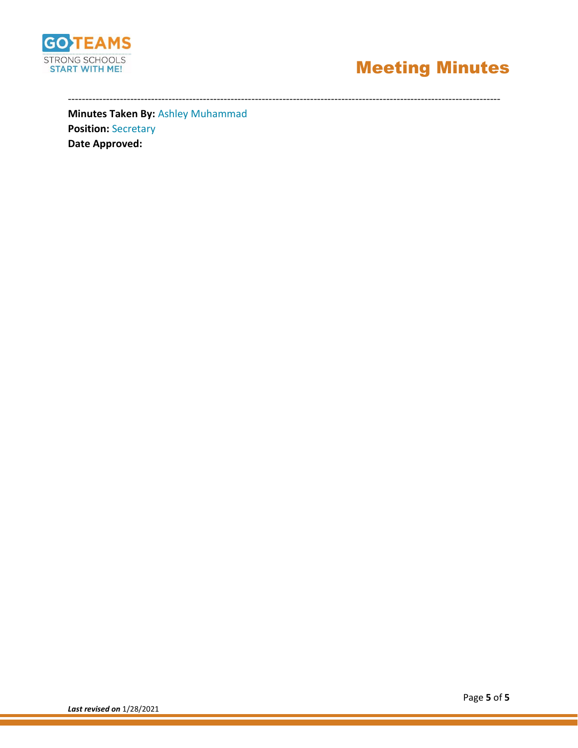**Minutes Taken By:** Ashley Muhammad
**Position:** Secretary
**Date Approved:**